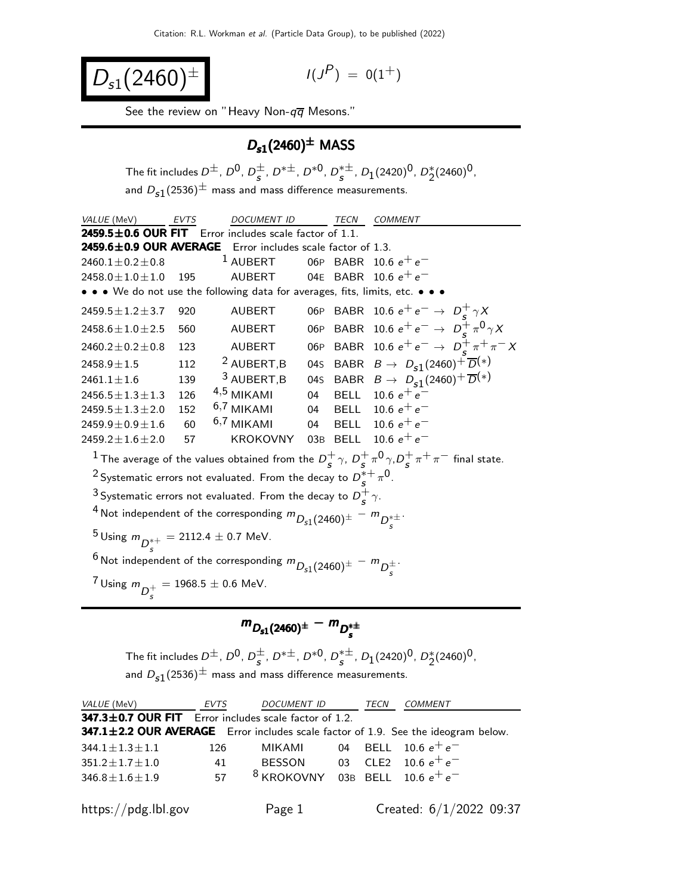# $D_{s1}(2460)^{\pm}$

$I(J^P) = 0(1^+)$

See the review on "Heavy Non-$q\overline{q}$ Mesons."

## $D_{s1}(2460)^{\pm}$ MASS

The fit includes $D^{\pm}$, $D^0$, $D_s^{\pm}$, $D^{*\pm}$, $D^{*0}$, $D_s^{*\pm}$, $D_1(2420)^0$, $D_2^*(2460)^0$, and $D_{s1}(2536)^{\pm}$ mass and mass difference measurements.

| VALUE (MeV) | EVTS | DOCUMENT ID | | TECN | COMMENT |
|---|---|---|---|---|---|
| **2459.5±0.6 OUR FIT** Error includes scale factor of 1.1. | | | | | |
| **2459.6±0.9 OUR AVERAGE** Error includes scale factor of 1.3. | | | | | |
| 2460.1±0.2±0.8 | | [1] AUBERT | 06P | BABR | 10.6 $e^+e^-$ |
| 2458.0±1.0±1.0 | 195 | AUBERT | 04E | BABR | 10.6 $e^+e^-$ |
| • • • We do not use the following data for averages, fits, limits, etc. • • • | | | | | |
| 2459.5±1.2±3.7 | 920 | AUBERT | 06P | BABR | 10.6 $e^+e^- \rightarrow D_s^+\gamma X$ |
| 2458.6±1.0±2.5 | 560 | AUBERT | 06P | BABR | 10.6 $e^+e^- \rightarrow D_s^+\pi^0\gamma X$ |
| 2460.2±0.2±0.8 | 123 | AUBERT | 06P | BABR | 10.6 $e^+e^- \rightarrow D_s^+\pi^+\pi^- X$ |
| 2458.9±1.5 | 112 | [2] AUBERT,B | 04S | BABR | $B \rightarrow D_{s1}(2460)^+\overline{D}^{(*)}$ |
| 2461.1±1.6 | 139 | [3] AUBERT,B | 04S | BABR | $B \rightarrow D_{s1}(2460)^+\overline{D}^{(*)}$ |
| 2456.5±1.3±1.3 | 126 | [4,5] MIKAMI | 04 | BELL | 10.6 $e^+e^-$ |
| 2459.5±1.3±2.0 | 152 | [6,7] MIKAMI | 04 | BELL | 10.6 $e^+e^-$ |
| 2459.9±0.9±1.6 | 60 | [6,7] MIKAMI | 04 | BELL | 10.6 $e^+e^-$ |
| 2459.2±1.6±2.0 | 57 | KROKOVNY | 03B | BELL | 10.6 $e^+e^-$ |

[1] The average of the values obtained from the $D_s^+\gamma$, $D_s^+\pi^0\gamma$, $D_s^+\pi^+\pi^-$ final state.

[2] Systematic errors not evaluated. From the decay to $D_s^{*+}\pi^0$.

[3] Systematic errors not evaluated. From the decay to $D_s^+\gamma$.

[4] Not independent of the corresponding $m_{D_{s1}(2460)^{\pm}} - m_{D_s^{*\pm}}$.

[5] Using $m_{D_s^{*+}} = 2112.4 \pm 0.7$ MeV.

[6] Not independent of the corresponding $m_{D_{s1}(2460)^{\pm}} - m_{D_s^{\pm}}$.

[7] Using $m_{D_s^+} = 1968.5 \pm 0.6$ MeV.

## $m_{D_{s1}(2460)^{\pm}} - m_{D_s^{*\pm}}$

The fit includes $D^{\pm}$, $D^0$, $D_s^{\pm}$, $D^{*\pm}$, $D^{*0}$, $D_s^{*\pm}$, $D_1(2420)^0$, $D_2^*(2460)^0$, and $D_{s1}(2536)^{\pm}$ mass and mass difference measurements.

| VALUE (MeV) | EVTS | DOCUMENT ID | | TECN | COMMENT |
|---|---|---|---|---|---|
| **347.3±0.7 OUR FIT** Error includes scale factor of 1.2. | | | | | |
| **347.1±2.2 OUR AVERAGE** Error includes scale factor of 1.9. See the ideogram below. | | | | | |
| 344.1±1.3±1.1 | 126 | MIKAMI | 04 | BELL | 10.6 $e^+e^-$ |
| 351.2±1.7±1.0 | 41 | BESSON | 03 | CLE2 | 10.6 $e^+e^-$ |
| 346.8±1.6±1.9 | 57 | [8] KROKOVNY | 03B | BELL | 10.6 $e^+e^-$ |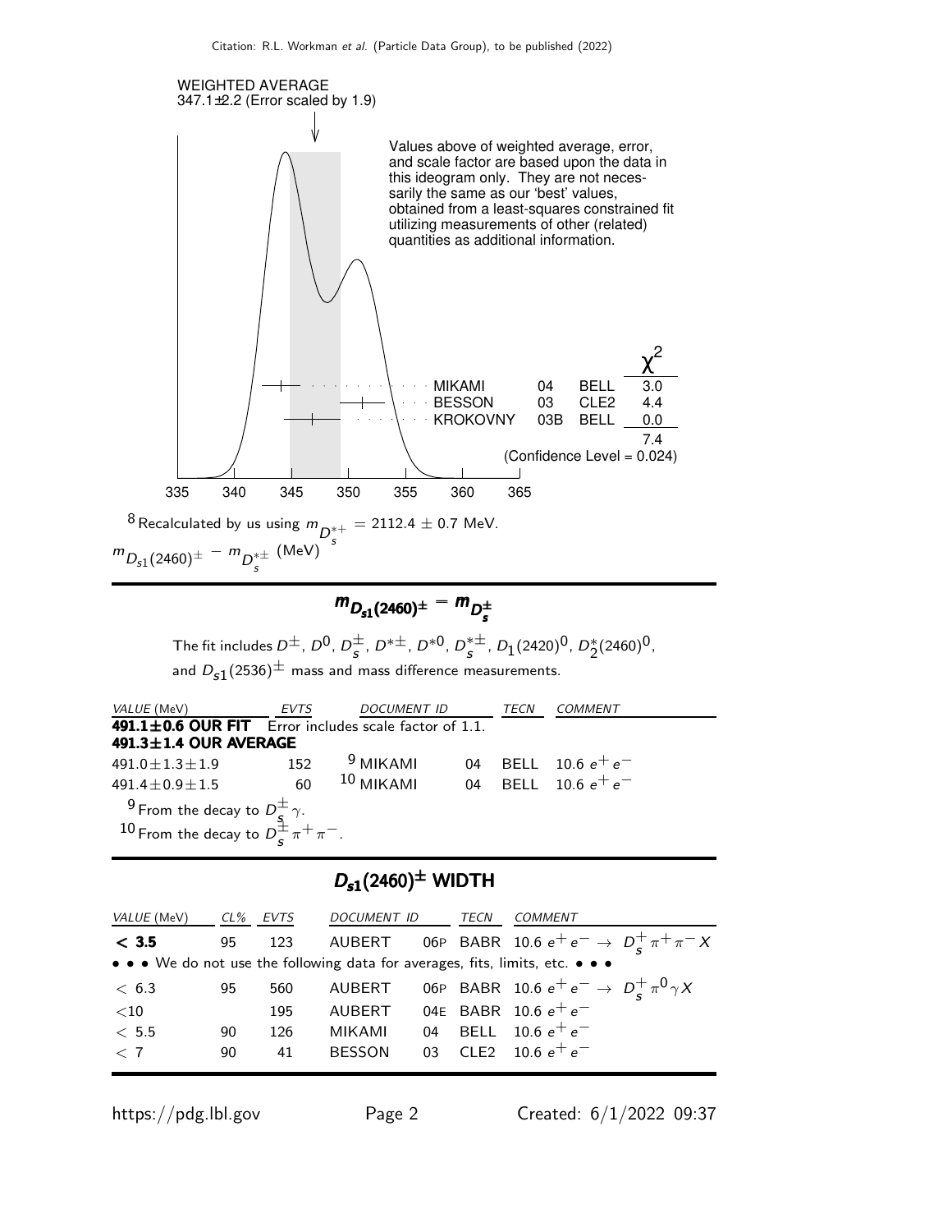WEIGHTED AVERAGE
347.1±2.2 (Error scaled by 1.9)

Values above of weighted average, error, and scale factor are based upon the data in this ideogram only. They are not necessarily the same as our 'best' values, obtained from a least-squares constrained fit utilizing measurements of other (related) quantities as additional information.

| | | | $\chi^2$ |
|---|---|---|---|
| MIKAMI | 04 | BELL | 3.0 |
| BESSON | 03 | CLE2 | 4.4 |
| KROKOVNY | 03B | BELL | 0.0 |
| | | | 7.4 |

(Confidence Level = 0.024)

[8] Recalculated by us using $m_{D_s^{*+}} = 2112.4 \pm 0.7$ MeV.

$m_{D_{s1}(2460)^\pm} - m_{D_s^{*\pm}}$ (MeV)

## $m_{D_{s1}(2460)^\pm} - m_{D_s^\pm}$

The fit includes $D^\pm$, $D^0$, $D_s^\pm$, $D^{*\pm}$, $D^{*0}$, $D_s^{*\pm}$, $D_1(2420)^0$, $D_2^*(2460)^0$, and $D_{s1}(2536)^\pm$ mass and mass difference measurements.

| VALUE (MeV) | EVTS | DOCUMENT ID | | TECN | COMMENT |
|---|---|---|---|---|---|
| **491.1±0.6 OUR FIT** Error includes scale factor of 1.1. | | | | | |
| **491.3±1.4 OUR AVERAGE** | | | | | |
| 491.0±1.3±1.9 | 152 | [9] MIKAMI | 04 | BELL | 10.6 $e^+e^-$ |
| 491.4±0.9±1.5 | 60 | [10] MIKAMI | 04 | BELL | 10.6 $e^+e^-$ |

[9] From the decay to $D_s^\pm\gamma$.
[10] From the decay to $D_s^\pm\pi^+\pi^-$.

## $D_{s1}(2460)^\pm$ WIDTH

| VALUE (MeV) | CL% | EVTS | DOCUMENT ID | | TECN | COMMENT |
|---|---|---|---|---|---|---|
| **< 3.5** | 95 | 123 | AUBERT | 06P | BABR | 10.6 $e^+e^- \to D_s^+\pi^+\pi^- X$ |
| • • • We do not use the following data for averages, fits, limits, etc. • • • | | | | | | |
| < 6.3 | 95 | 560 | AUBERT | 06P | BABR | 10.6 $e^+e^- \to D_s^+\pi^0\gamma X$ |
| <10 | | 195 | AUBERT | 04E | BABR | 10.6 $e^+e^-$ |
| < 5.5 | 90 | 126 | MIKAMI | 04 | BELL | 10.6 $e^+e^-$ |
| < 7 | 90 | 41 | BESSON | 03 | CLE2 | 10.6 $e^+e^-$ |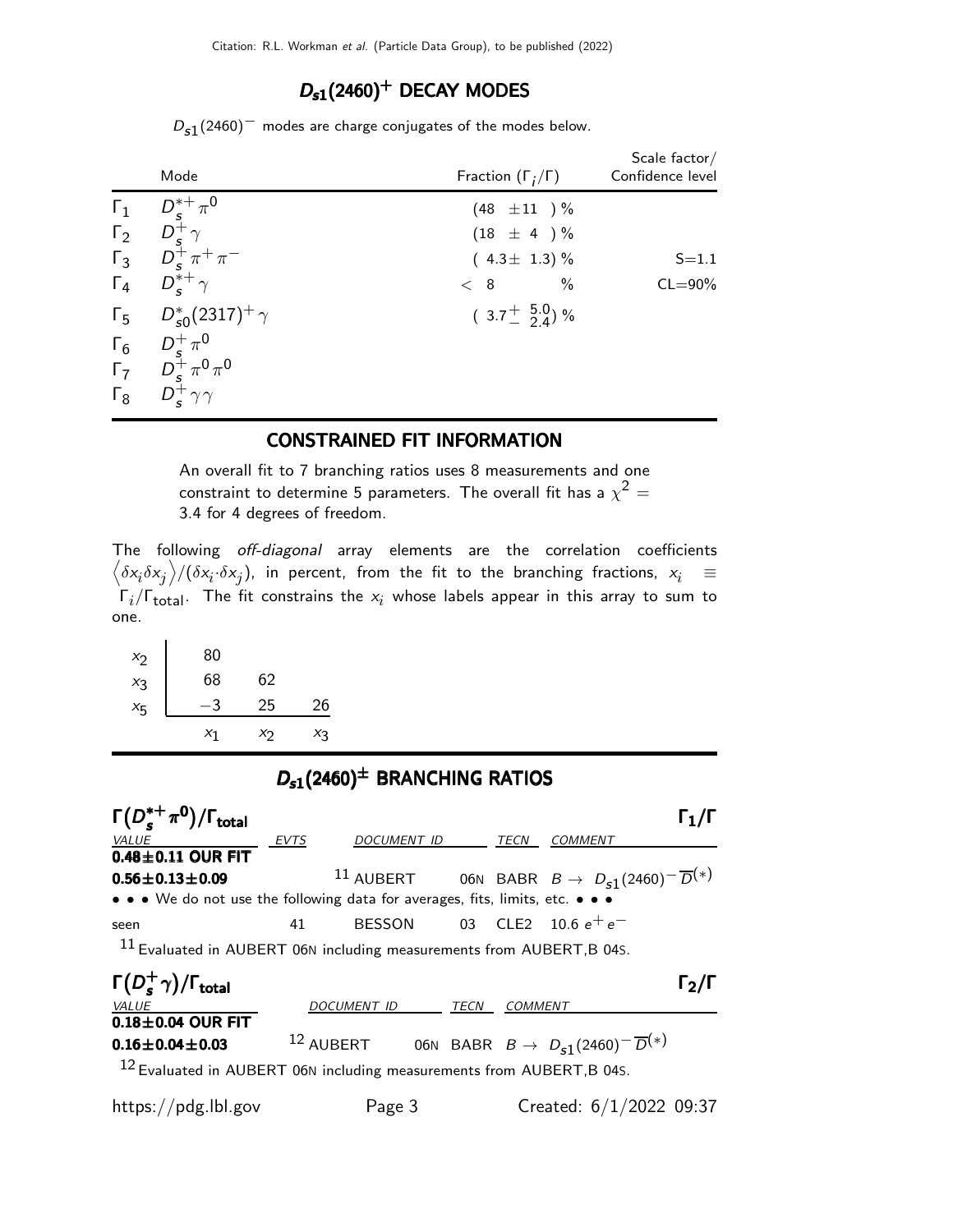## $D_{s1}(2460)^+$ DECAY MODES

$D_{s1}(2460)^-$ modes are charge conjugates of the modes below.

| | Mode | Fraction ($\Gamma_i/\Gamma$) | Scale factor/ Confidence level |
|---|---|---|---|
| $\Gamma_1$ | $D_s^{*+}\pi^0$ | $(48 \pm 11)$ % | |
| $\Gamma_2$ | $D_s^+\gamma$ | $(18 \pm 4)$ % | |
| $\Gamma_3$ | $D_s^+\pi^+\pi^-$ | $(4.3 \pm 1.3)$ % | S=1.1 |
| $\Gamma_4$ | $D_s^{*+}\gamma$ | $< 8$ % | CL=90% |
| $\Gamma_5$ | $D_{s0}^*(2317)^+\gamma$ | $(3.7^{+5.0}_{-2.4})$ % | |
| $\Gamma_6$ | $D_s^+\pi^0$ | | |
| $\Gamma_7$ | $D_s^+\pi^0\pi^0$ | | |
| $\Gamma_8$ | $D_s^+\gamma\gamma$ | | |

## CONSTRAINED FIT INFORMATION

An overall fit to 7 branching ratios uses 8 measurements and one constraint to determine 5 parameters. The overall fit has a $\chi^2 =$ 3.4 for 4 degrees of freedom.

The following *off-diagonal* array elements are the correlation coefficients $\langle\delta x_i \delta x_j\rangle/(\delta x_i \cdot \delta x_j)$, in percent, from the fit to the branching fractions, $x_i \equiv \Gamma_i/\Gamma_{\text{total}}$. The fit constrains the $x_i$ whose labels appear in this array to sum to one.

| | | | |
|---|---|---|---|
| $x_2$ | 80 | | |
| $x_3$ | 68 | 62 | |
| $x_5$ | −3 | 25 | 26 |
| | $x_1$ | $x_2$ | $x_3$ |

## $D_{s1}(2460)^{\pm}$ BRANCHING RATIOS

### $\Gamma(D_s^{*+}\pi^0)/\Gamma_{\text{total}}$ — $\Gamma_1/\Gamma$

| VALUE | EVTS | DOCUMENT ID | | TECN | COMMENT |
|---|---|---|---|---|---|
| **0.48±0.11 OUR FIT** | | | | | |
| **0.56±0.13±0.09** | | [11] AUBERT | 06N | BABR | $B \to D_{s1}(2460)^- \overline{D}^{(*)}$ |
| • • • We do not use the following data for averages, fits, limits, etc. • • • | | | | | |
| seen | 41 | BESSON | 03 | CLE2 | 10.6 $e^+e^-$ |

[11] Evaluated in AUBERT 06N including measurements from AUBERT,B 04S.

### $\Gamma(D_s^+\gamma)/\Gamma_{\text{total}}$ — $\Gamma_2/\Gamma$

| VALUE | DOCUMENT ID | | TECN | COMMENT |
|---|---|---|---|---|
| **0.18±0.04 OUR FIT** | | | | |
| **0.16±0.04±0.03** | [12] AUBERT | 06N | BABR | $B \to D_{s1}(2460)^- \overline{D}^{(*)}$ |

[12] Evaluated in AUBERT 06N including measurements from AUBERT,B 04S.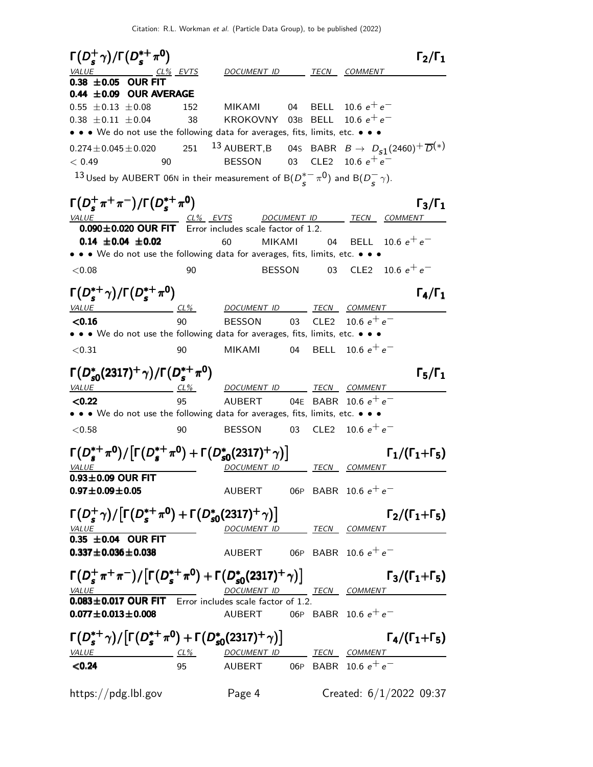### $\Gamma(D_s^+\gamma)/\Gamma(D_s^{*+}\pi^0)$ — $\Gamma_2/\Gamma_1$

| VALUE | CL% | EVTS | DOCUMENT ID | | TECN | COMMENT |
|---|---|---|---|---|---|---|
| **0.38 ±0.05 OUR FIT** | | | | | | |
| **0.44 ±0.09 OUR AVERAGE** | | | | | | |
| 0.55 ±0.13 ±0.08 | | 152 | MIKAMI | 04 | BELL | 10.6 $e^+e^-$ |
| 0.38 ±0.11 ±0.04 | | 38 | KROKOVNY | 03B | BELL | 10.6 $e^+e^-$ |
| • • • We do not use the following data for averages, fits, limits, etc. • • • | | | | | | |
| 0.274±0.045±0.020 | | 251 | [13] AUBERT,B | 04S | BABR | $B \to D_{s1}(2460)^+\overline{D}^{(*)}$ |
| $<0.49$ | 90 | | BESSON | 03 | CLE2 | 10.6 $e^+e^-$ |

[13] Used by AUBERT 06N in their measurement of $B(D_s^{*-}\pi^0)$ and $B(D_s^-\gamma)$.

### $\Gamma(D_s^+\pi^+\pi^-)/\Gamma(D_s^{*+}\pi^0)$ — $\Gamma_3/\Gamma_1$

| VALUE | CL% | EVTS | DOCUMENT ID | | TECN | COMMENT |
|---|---|---|---|---|---|---|
| **0.090±0.020 OUR FIT** Error includes scale factor of 1.2. | | | | | | |
| **0.14 ±0.04 ±0.02** | | 60 | MIKAMI | 04 | BELL | 10.6 $e^+e^-$ |
| • • • We do not use the following data for averages, fits, limits, etc. • • • | | | | | | |
| $<0.08$ | 90 | | BESSON | 03 | CLE2 | 10.6 $e^+e^-$ |

### $\Gamma(D_s^{*+}\gamma)/\Gamma(D_s^{*+}\pi^0)$ — $\Gamma_4/\Gamma_1$

| VALUE | CL% | DOCUMENT ID | | TECN | COMMENT |
|---|---|---|---|---|---|
| **<0.16** | 90 | BESSON | 03 | CLE2 | 10.6 $e^+e^-$ |
| • • • We do not use the following data for averages, fits, limits, etc. • • • | | | | | |
| $<0.31$ | 90 | MIKAMI | 04 | BELL | 10.6 $e^+e^-$ |

### $\Gamma(D_{s0}^*(2317)^+\gamma)/\Gamma(D_s^{*+}\pi^0)$ — $\Gamma_5/\Gamma_1$

| VALUE | CL% | DOCUMENT ID | | TECN | COMMENT |
|---|---|---|---|---|---|
| **<0.22** | 95 | AUBERT | 04E | BABR | 10.6 $e^+e^-$ |
| • • • We do not use the following data for averages, fits, limits, etc. • • • | | | | | |
| $<0.58$ | 90 | BESSON | 03 | CLE2 | 10.6 $e^+e^-$ |

### $\Gamma(D_s^{*+}\pi^0)/\left[\Gamma(D_s^{*+}\pi^0)+\Gamma(D_{s0}^*(2317)^+\gamma)\right]$ — $\Gamma_1/(\Gamma_1+\Gamma_5)$

| VALUE | DOCUMENT ID | | TECN | COMMENT |
|---|---|---|---|---|
| **0.93±0.09 OUR FIT** | | | | |
| **0.97±0.09±0.05** | AUBERT | 06P | BABR | 10.6 $e^+e^-$ |

### $\Gamma(D_s^+\gamma)/\left[\Gamma(D_s^{*+}\pi^0)+\Gamma(D_{s0}^*(2317)^+\gamma)\right]$ — $\Gamma_2/(\Gamma_1+\Gamma_5)$

| VALUE | DOCUMENT ID | | TECN | COMMENT |
|---|---|---|---|---|
| **0.35 ±0.04 OUR FIT** | | | | |
| **0.337±0.036±0.038** | AUBERT | 06P | BABR | 10.6 $e^+e^-$ |

### $\Gamma(D_s^+\pi^+\pi^-)/\left[\Gamma(D_s^{*+}\pi^0)+\Gamma(D_{s0}^*(2317)^+\gamma)\right]$ — $\Gamma_3/(\Gamma_1+\Gamma_5)$

| VALUE | DOCUMENT ID | | TECN | COMMENT |
|---|---|---|---|---|
| **0.083±0.017 OUR FIT** Error includes scale factor of 1.2. | | | | |
| **0.077±0.013±0.008** | AUBERT | 06P | BABR | 10.6 $e^+e^-$ |

### $\Gamma(D_s^{*+}\gamma)/\left[\Gamma(D_s^{*+}\pi^0)+\Gamma(D_{s0}^*(2317)^+\gamma)\right]$ — $\Gamma_4/(\Gamma_1+\Gamma_5)$

| VALUE | CL% | DOCUMENT ID | | TECN | COMMENT |
|---|---|---|---|---|---|
| **<0.24** | 95 | AUBERT | 06P | BABR | 10.6 $e^+e^-$ |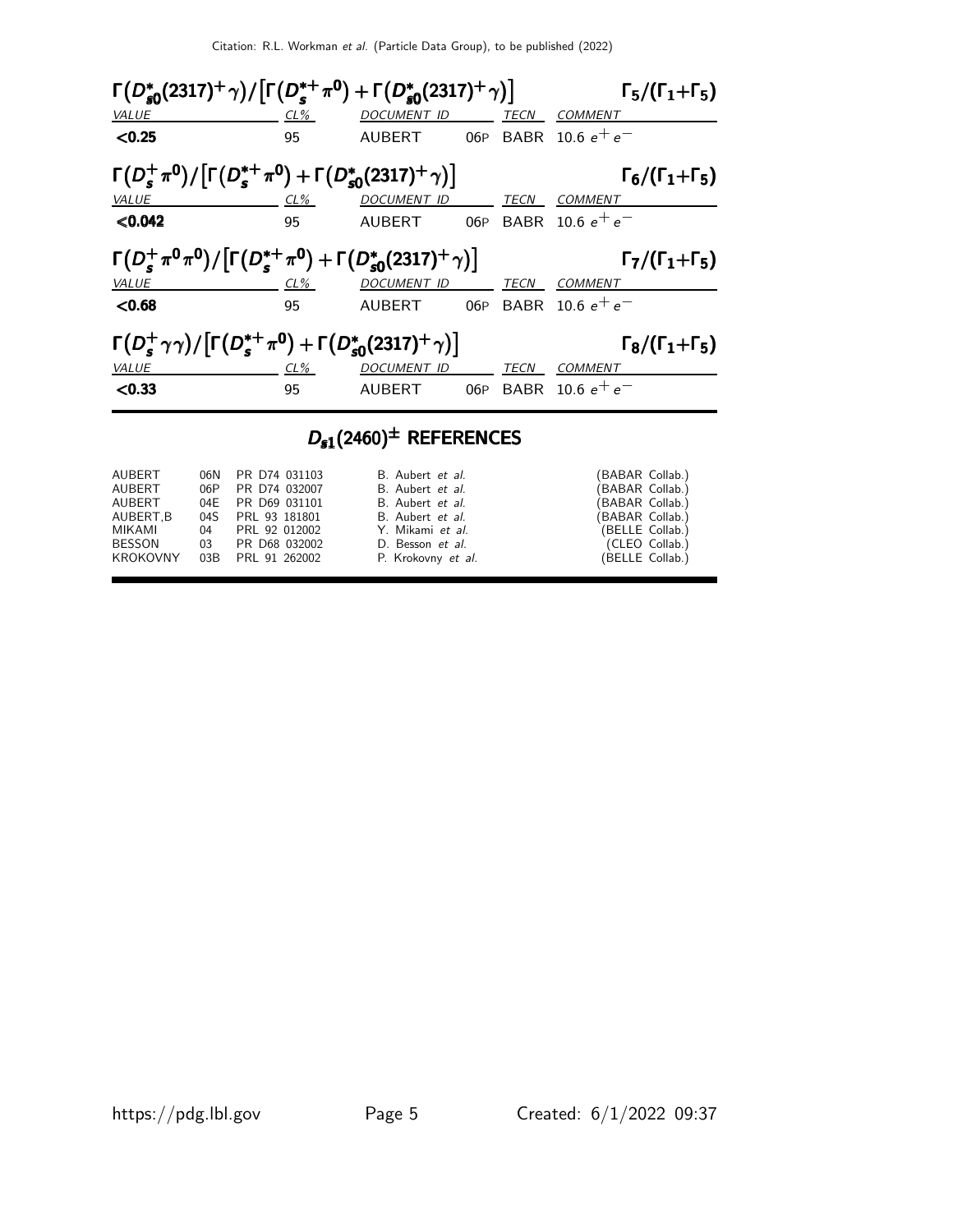### $\Gamma(D^*_{s0}(2317)^+\gamma)/[\Gamma(D^{*+}_s\pi^0)+\Gamma(D^*_{s0}(2317)^+\gamma)]$ $\Gamma_5/(\Gamma_1+\Gamma_5)$

| VALUE | CL% | DOCUMENT ID | | TECN | COMMENT |
|---|---|---|---|---|---|
| **<0.25** | 95 | AUBERT | 06P | BABR | 10.6 $e^+e^-$ |

### $\Gamma(D^+_s\pi^0)/[\Gamma(D^{*+}_s\pi^0)+\Gamma(D^*_{s0}(2317)^+\gamma)]$ $\Gamma_6/(\Gamma_1+\Gamma_5)$

| VALUE | CL% | DOCUMENT ID | | TECN | COMMENT |
|---|---|---|---|---|---|
| **<0.042** | 95 | AUBERT | 06P | BABR | 10.6 $e^+e^-$ |

### $\Gamma(D^+_s\pi^0\pi^0)/[\Gamma(D^{*+}_s\pi^0)+\Gamma(D^*_{s0}(2317)^+\gamma)]$ $\Gamma_7/(\Gamma_1+\Gamma_5)$

| VALUE | CL% | DOCUMENT ID | | TECN | COMMENT |
|---|---|---|---|---|---|
| **<0.68** | 95 | AUBERT | 06P | BABR | 10.6 $e^+e^-$ |

### $\Gamma(D^+_s\gamma\gamma)/[\Gamma(D^{*+}_s\pi^0)+\Gamma(D^*_{s0}(2317)^+\gamma)]$ $\Gamma_8/(\Gamma_1+\Gamma_5)$

| VALUE | CL% | DOCUMENT ID | | TECN | COMMENT |
|---|---|---|---|---|---|
| **<0.33** | 95 | AUBERT | 06P | BABR | 10.6 $e^+e^-$ |

## $D_{s1}(2460)^{\pm}$ REFERENCES

| | | | | |
|---|---|---|---|---|
| AUBERT | 06N | PR D74 031103 | B. Aubert *et al.* | (BABAR Collab.) |
| AUBERT | 06P | PR D74 032007 | B. Aubert *et al.* | (BABAR Collab.) |
| AUBERT | 04E | PR D69 031101 | B. Aubert *et al.* | (BABAR Collab.) |
| AUBERT,B | 04S | PRL 93 181801 | B. Aubert *et al.* | (BABAR Collab.) |
| MIKAMI | 04 | PRL 92 012002 | Y. Mikami *et al.* | (BELLE Collab.) |
| BESSON | 03 | PR D68 032002 | D. Besson *et al.* | (CLEO Collab.) |
| KROKOVNY | 03B | PRL 91 262002 | P. Krokovny *et al.* | (BELLE Collab.) |